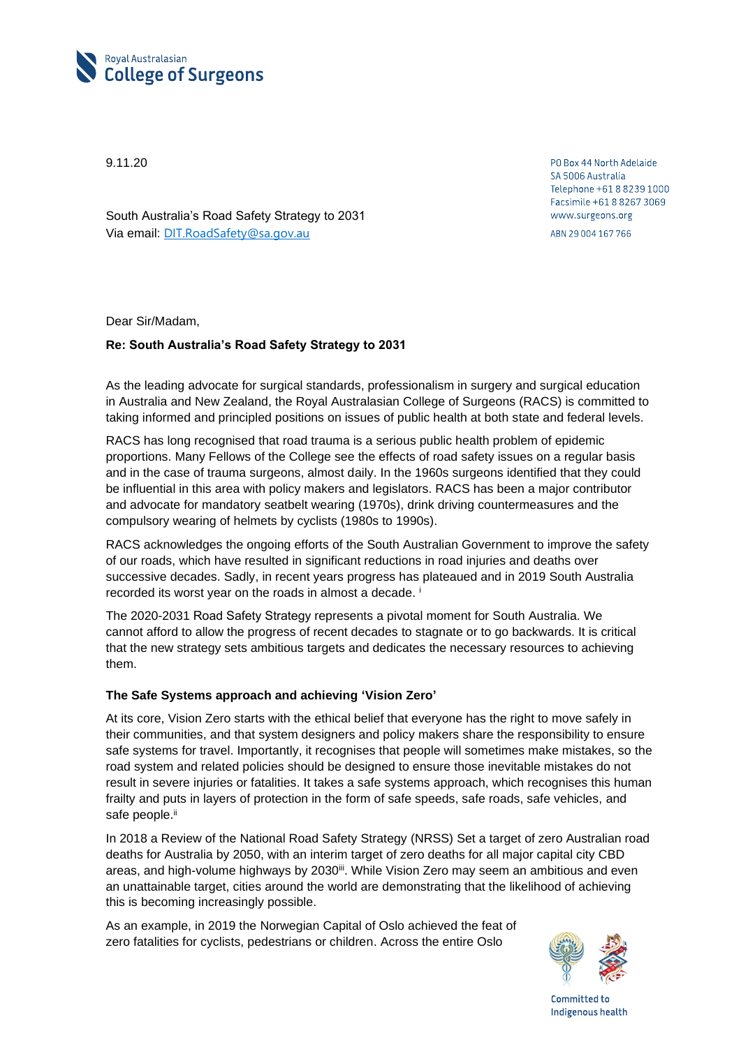Royal Australasian
College of Surgeons

9.11.20

PO Box 44 North Adelaide
SA 5006 Australia
Telephone +61 8 8239 1000
Facsimile +61 8 8267 3069
www.surgeons.org

ABN 29 004 167 766

South Australia's Road Safety Strategy to 2031
Via email: DIT.RoadSafety@sa.gov.au

Dear Sir/Madam,

**Re: South Australia's Road Safety Strategy to 2031**

As the leading advocate for surgical standards, professionalism in surgery and surgical education in Australia and New Zealand, the Royal Australasian College of Surgeons (RACS) is committed to taking informed and principled positions on issues of public health at both state and federal levels.

RACS has long recognised that road trauma is a serious public health problem of epidemic proportions. Many Fellows of the College see the effects of road safety issues on a regular basis and in the case of trauma surgeons, almost daily. In the 1960s surgeons identified that they could be influential in this area with policy makers and legislators. RACS has been a major contributor and advocate for mandatory seatbelt wearing (1970s), drink driving countermeasures and the compulsory wearing of helmets by cyclists (1980s to 1990s).

RACS acknowledges the ongoing efforts of the South Australian Government to improve the safety of our roads, which have resulted in significant reductions in road injuries and deaths over successive decades. Sadly, in recent years progress has plateaued and in 2019 South Australia recorded its worst year on the roads in almost a decade. [i]

The 2020-2031 Road Safety Strategy represents a pivotal moment for South Australia. We cannot afford to allow the progress of recent decades to stagnate or to go backwards. It is critical that the new strategy sets ambitious targets and dedicates the necessary resources to achieving them.

**The Safe Systems approach and achieving 'Vision Zero'**

At its core, Vision Zero starts with the ethical belief that everyone has the right to move safely in their communities, and that system designers and policy makers share the responsibility to ensure safe systems for travel. Importantly, it recognises that people will sometimes make mistakes, so the road system and related policies should be designed to ensure those inevitable mistakes do not result in severe injuries or fatalities. It takes a safe systems approach, which recognises this human frailty and puts in layers of protection in the form of safe speeds, safe roads, safe vehicles, and safe people.[ii]

In 2018 a Review of the National Road Safety Strategy (NRSS) Set a target of zero Australian road deaths for Australia by 2050, with an interim target of zero deaths for all major capital city CBD areas, and high-volume highways by 2030[iii]. While Vision Zero may seem an ambitious and even an unattainable target, cities around the world are demonstrating that the likelihood of achieving this is becoming increasingly possible.

As an example, in 2019 the Norwegian Capital of Oslo achieved the feat of zero fatalities for cyclists, pedestrians or children. Across the entire Oslo

Committed to Indigenous health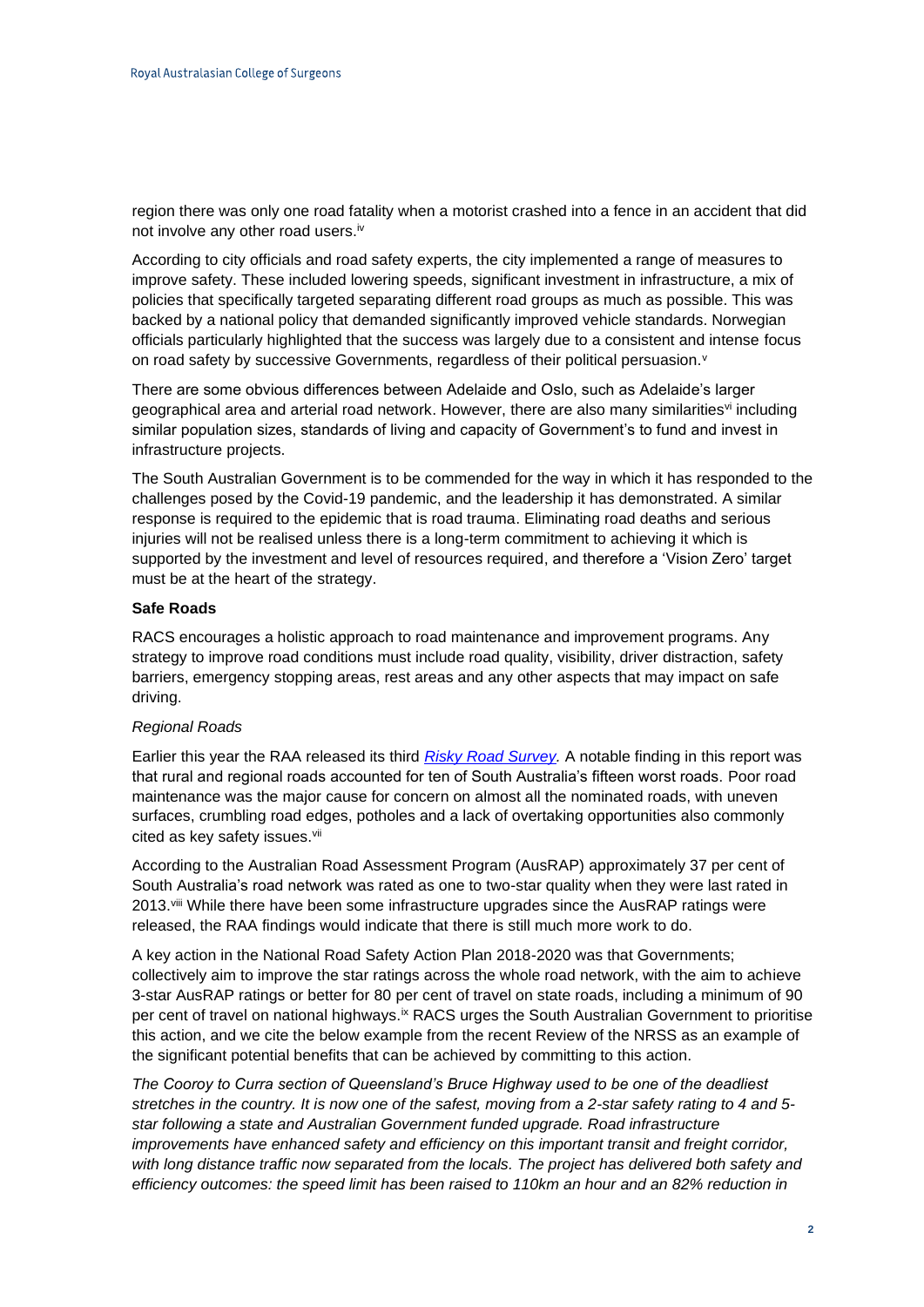region there was only one road fatality when a motorist crashed into a fence in an accident that did not involve any other road users.[iv]

According to city officials and road safety experts, the city implemented a range of measures to improve safety. These included lowering speeds, significant investment in infrastructure, a mix of policies that specifically targeted separating different road groups as much as possible. This was backed by a national policy that demanded significantly improved vehicle standards. Norwegian officials particularly highlighted that the success was largely due to a consistent and intense focus on road safety by successive Governments, regardless of their political persuasion.[v]

There are some obvious differences between Adelaide and Oslo, such as Adelaide's larger geographical area and arterial road network. However, there are also many similarities[vi] including similar population sizes, standards of living and capacity of Government's to fund and invest in infrastructure projects.

The South Australian Government is to be commended for the way in which it has responded to the challenges posed by the Covid-19 pandemic, and the leadership it has demonstrated. A similar response is required to the epidemic that is road trauma. Eliminating road deaths and serious injuries will not be realised unless there is a long-term commitment to achieving it which is supported by the investment and level of resources required, and therefore a 'Vision Zero' target must be at the heart of the strategy.

**Safe Roads**

RACS encourages a holistic approach to road maintenance and improvement programs. Any strategy to improve road conditions must include road quality, visibility, driver distraction, safety barriers, emergency stopping areas, rest areas and any other aspects that may impact on safe driving.

*Regional Roads*

Earlier this year the RAA released its third *Risky Road Survey*. A notable finding in this report was that rural and regional roads accounted for ten of South Australia's fifteen worst roads. Poor road maintenance was the major cause for concern on almost all the nominated roads, with uneven surfaces, crumbling road edges, potholes and a lack of overtaking opportunities also commonly cited as key safety issues.[vii]

According to the Australian Road Assessment Program (AusRAP) approximately 37 per cent of South Australia's road network was rated as one to two-star quality when they were last rated in 2013.[viii] While there have been some infrastructure upgrades since the AusRAP ratings were released, the RAA findings would indicate that there is still much more work to do.

A key action in the National Road Safety Action Plan 2018-2020 was that Governments; collectively aim to improve the star ratings across the whole road network, with the aim to achieve 3-star AusRAP ratings or better for 80 per cent of travel on state roads, including a minimum of 90 per cent of travel on national highways.[ix] RACS urges the South Australian Government to prioritise this action, and we cite the below example from the recent Review of the NRSS as an example of the significant potential benefits that can be achieved by committing to this action.

*The Cooroy to Curra section of Queensland's Bruce Highway used to be one of the deadliest stretches in the country. It is now one of the safest, moving from a 2-star safety rating to 4 and 5-star following a state and Australian Government funded upgrade. Road infrastructure improvements have enhanced safety and efficiency on this important transit and freight corridor, with long distance traffic now separated from the locals. The project has delivered both safety and efficiency outcomes: the speed limit has been raised to 110km an hour and an 82% reduction in*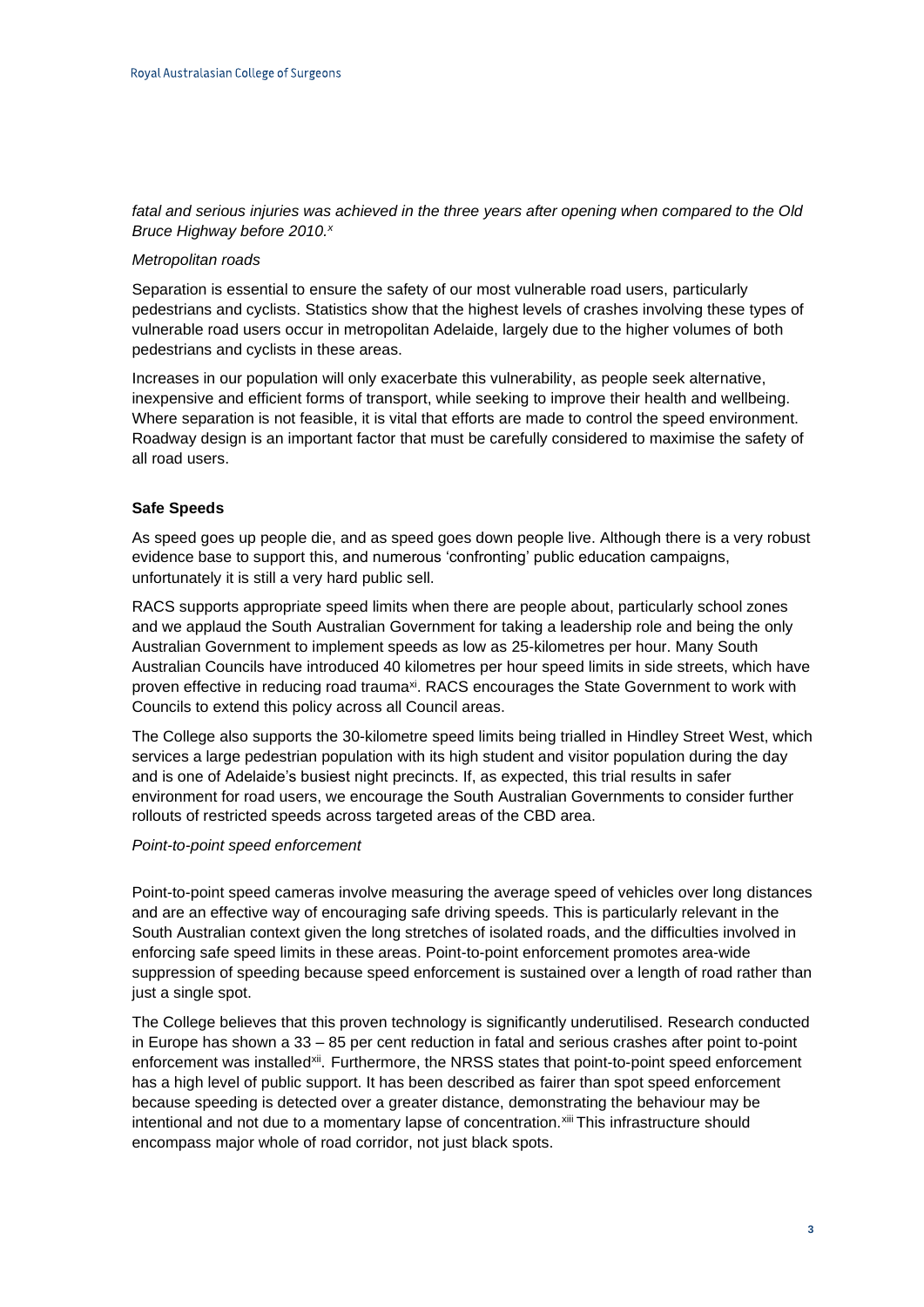*fatal and serious injuries was achieved in the three years after opening when compared to the Old Bruce Highway before 2010.*[x]

*Metropolitan roads*

Separation is essential to ensure the safety of our most vulnerable road users, particularly pedestrians and cyclists. Statistics show that the highest levels of crashes involving these types of vulnerable road users occur in metropolitan Adelaide, largely due to the higher volumes of both pedestrians and cyclists in these areas.

Increases in our population will only exacerbate this vulnerability, as people seek alternative, inexpensive and efficient forms of transport, while seeking to improve their health and wellbeing. Where separation is not feasible, it is vital that efforts are made to control the speed environment. Roadway design is an important factor that must be carefully considered to maximise the safety of all road users.

**Safe Speeds**

As speed goes up people die, and as speed goes down people live. Although there is a very robust evidence base to support this, and numerous 'confronting' public education campaigns, unfortunately it is still a very hard public sell.

RACS supports appropriate speed limits when there are people about, particularly school zones and we applaud the South Australian Government for taking a leadership role and being the only Australian Government to implement speeds as low as 25-kilometres per hour. Many South Australian Councils have introduced 40 kilometres per hour speed limits in side streets, which have proven effective in reducing road trauma[xi]. RACS encourages the State Government to work with Councils to extend this policy across all Council areas.

The College also supports the 30-kilometre speed limits being trialled in Hindley Street West, which services a large pedestrian population with its high student and visitor population during the day and is one of Adelaide's busiest night precincts. If, as expected, this trial results in safer environment for road users, we encourage the South Australian Governments to consider further rollouts of restricted speeds across targeted areas of the CBD area.

*Point-to-point speed enforcement*

Point-to-point speed cameras involve measuring the average speed of vehicles over long distances and are an effective way of encouraging safe driving speeds. This is particularly relevant in the South Australian context given the long stretches of isolated roads, and the difficulties involved in enforcing safe speed limits in these areas. Point-to-point enforcement promotes area-wide suppression of speeding because speed enforcement is sustained over a length of road rather than just a single spot.

The College believes that this proven technology is significantly underutilised. Research conducted in Europe has shown a 33 – 85 per cent reduction in fatal and serious crashes after point to-point enforcement was installed[xii]. Furthermore, the NRSS states that point-to-point speed enforcement has a high level of public support. It has been described as fairer than spot speed enforcement because speeding is detected over a greater distance, demonstrating the behaviour may be intentional and not due to a momentary lapse of concentration.[xiii] This infrastructure should encompass major whole of road corridor, not just black spots.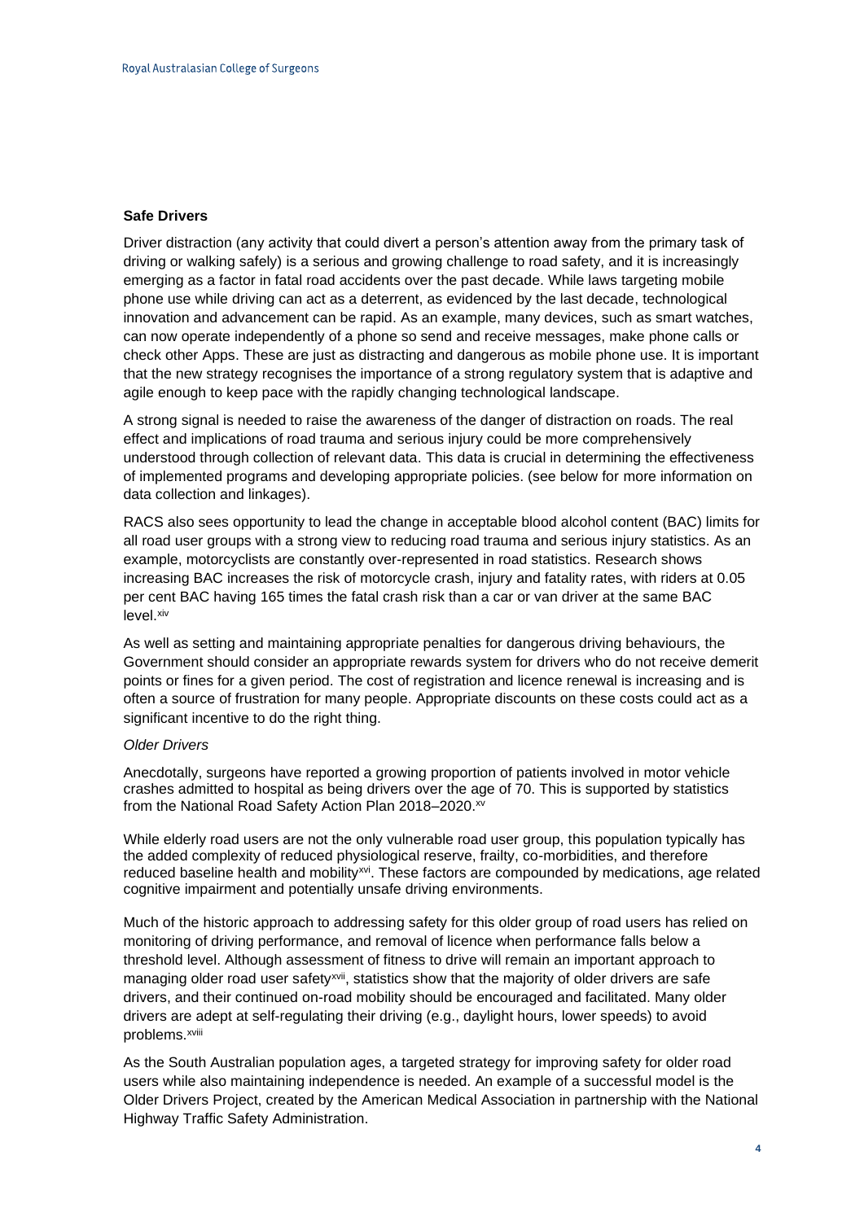**Safe Drivers**

Driver distraction (any activity that could divert a person's attention away from the primary task of driving or walking safely) is a serious and growing challenge to road safety, and it is increasingly emerging as a factor in fatal road accidents over the past decade. While laws targeting mobile phone use while driving can act as a deterrent, as evidenced by the last decade, technological innovation and advancement can be rapid. As an example, many devices, such as smart watches, can now operate independently of a phone so send and receive messages, make phone calls or check other Apps. These are just as distracting and dangerous as mobile phone use. It is important that the new strategy recognises the importance of a strong regulatory system that is adaptive and agile enough to keep pace with the rapidly changing technological landscape.

A strong signal is needed to raise the awareness of the danger of distraction on roads. The real effect and implications of road trauma and serious injury could be more comprehensively understood through collection of relevant data. This data is crucial in determining the effectiveness of implemented programs and developing appropriate policies. (see below for more information on data collection and linkages).

RACS also sees opportunity to lead the change in acceptable blood alcohol content (BAC) limits for all road user groups with a strong view to reducing road trauma and serious injury statistics. As an example, motorcyclists are constantly over-represented in road statistics. Research shows increasing BAC increases the risk of motorcycle crash, injury and fatality rates, with riders at 0.05 per cent BAC having 165 times the fatal crash risk than a car or van driver at the same BAC level.[xiv]

As well as setting and maintaining appropriate penalties for dangerous driving behaviours, the Government should consider an appropriate rewards system for drivers who do not receive demerit points or fines for a given period. The cost of registration and licence renewal is increasing and is often a source of frustration for many people. Appropriate discounts on these costs could act as a significant incentive to do the right thing.

*Older Drivers*

Anecdotally, surgeons have reported a growing proportion of patients involved in motor vehicle crashes admitted to hospital as being drivers over the age of 70. This is supported by statistics from the National Road Safety Action Plan 2018–2020.[xv]

While elderly road users are not the only vulnerable road user group, this population typically has the added complexity of reduced physiological reserve, frailty, co-morbidities, and therefore reduced baseline health and mobility[xvi]. These factors are compounded by medications, age related cognitive impairment and potentially unsafe driving environments.

Much of the historic approach to addressing safety for this older group of road users has relied on monitoring of driving performance, and removal of licence when performance falls below a threshold level. Although assessment of fitness to drive will remain an important approach to managing older road user safety[xvii], statistics show that the majority of older drivers are safe drivers, and their continued on-road mobility should be encouraged and facilitated. Many older drivers are adept at self-regulating their driving (e.g., daylight hours, lower speeds) to avoid problems.[xviii]

As the South Australian population ages, a targeted strategy for improving safety for older road users while also maintaining independence is needed. An example of a successful model is the Older Drivers Project, created by the American Medical Association in partnership with the National Highway Traffic Safety Administration.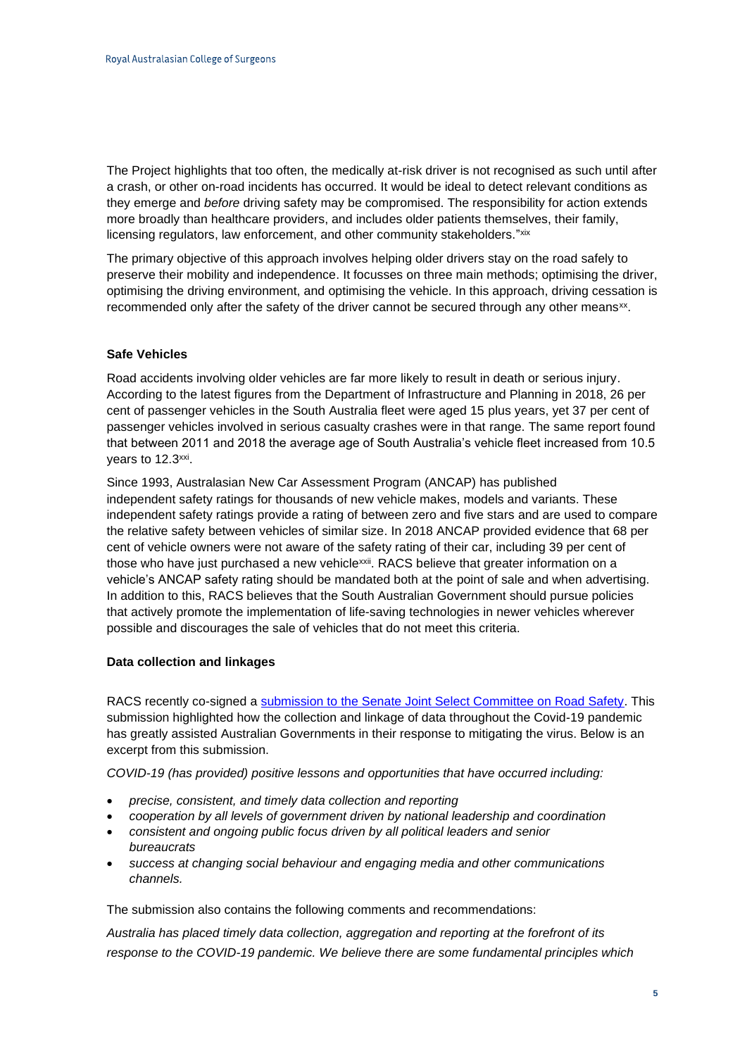The Project highlights that too often, the medically at-risk driver is not recognised as such until after a crash, or other on-road incidents has occurred. It would be ideal to detect relevant conditions as they emerge and *before* driving safety may be compromised. The responsibility for action extends more broadly than healthcare providers, and includes older patients themselves, their family, licensing regulators, law enforcement, and other community stakeholders."[xix]

The primary objective of this approach involves helping older drivers stay on the road safely to preserve their mobility and independence. It focusses on three main methods; optimising the driver, optimising the driving environment, and optimising the vehicle. In this approach, driving cessation is recommended only after the safety of the driver cannot be secured through any other means[xx].

**Safe Vehicles**

Road accidents involving older vehicles are far more likely to result in death or serious injury. According to the latest figures from the Department of Infrastructure and Planning in 2018, 26 per cent of passenger vehicles in the South Australia fleet were aged 15 plus years, yet 37 per cent of passenger vehicles involved in serious casualty crashes were in that range. The same report found that between 2011 and 2018 the average age of South Australia's vehicle fleet increased from 10.5 years to 12.3[xxi].

Since 1993, Australasian New Car Assessment Program (ANCAP) has published independent safety ratings for thousands of new vehicle makes, models and variants. These independent safety ratings provide a rating of between zero and five stars and are used to compare the relative safety between vehicles of similar size. In 2018 ANCAP provided evidence that 68 per cent of vehicle owners were not aware of the safety rating of their car, including 39 per cent of those who have just purchased a new vehicle[xxii]. RACS believe that greater information on a vehicle's ANCAP safety rating should be mandated both at the point of sale and when advertising. In addition to this, RACS believes that the South Australian Government should pursue policies that actively promote the implementation of life-saving technologies in newer vehicles wherever possible and discourages the sale of vehicles that do not meet this criteria.

**Data collection and linkages**

RACS recently co-signed a [submission to the Senate Joint Select Committee on Road Safety](). This submission highlighted how the collection and linkage of data throughout the Covid-19 pandemic has greatly assisted Australian Governments in their response to mitigating the virus. Below is an excerpt from this submission.

*COVID-19 (has provided) positive lessons and opportunities that have occurred including:*

- *precise, consistent, and timely data collection and reporting*
- *cooperation by all levels of government driven by national leadership and coordination*
- *consistent and ongoing public focus driven by all political leaders and senior bureaucrats*
- *success at changing social behaviour and engaging media and other communications channels.*

The submission also contains the following comments and recommendations:

*Australia has placed timely data collection, aggregation and reporting at the forefront of its response to the COVID-19 pandemic. We believe there are some fundamental principles which*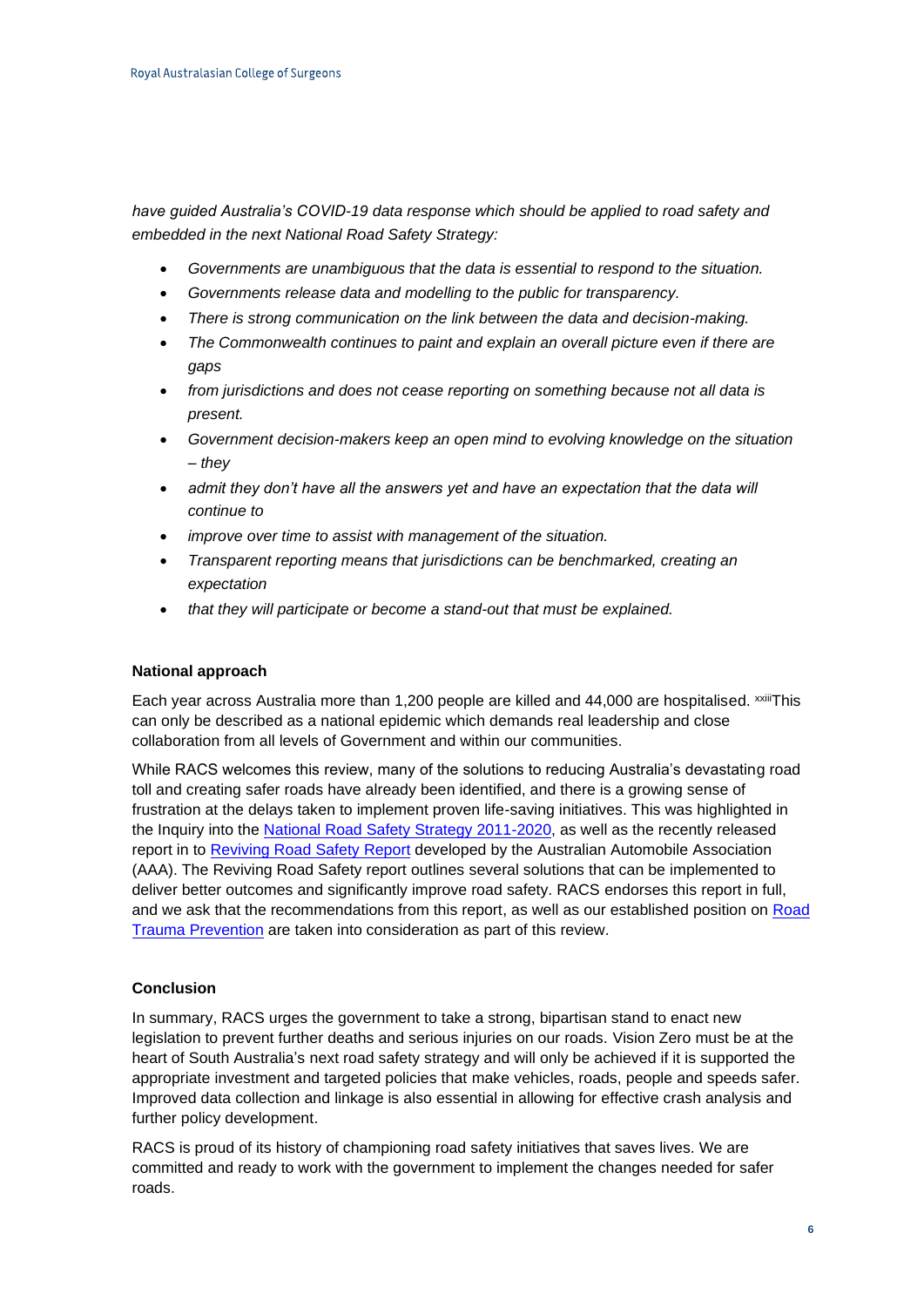*have guided Australia's COVID-19 data response which should be applied to road safety and embedded in the next National Road Safety Strategy:*

- *Governments are unambiguous that the data is essential to respond to the situation.*
- *Governments release data and modelling to the public for transparency.*
- *There is strong communication on the link between the data and decision-making.*
- *The Commonwealth continues to paint and explain an overall picture even if there are gaps*
- *from jurisdictions and does not cease reporting on something because not all data is present.*
- *Government decision-makers keep an open mind to evolving knowledge on the situation – they*
- *admit they don't have all the answers yet and have an expectation that the data will continue to*
- *improve over time to assist with management of the situation.*
- *Transparent reporting means that jurisdictions can be benchmarked, creating an expectation*
- *that they will participate or become a stand-out that must be explained.*

**National approach**

Each year across Australia more than 1,200 people are killed and 44,000 are hospitalised. [xxiii]This can only be described as a national epidemic which demands real leadership and close collaboration from all levels of Government and within our communities.

While RACS welcomes this review, many of the solutions to reducing Australia's devastating road toll and creating safer roads have already been identified, and there is a growing sense of frustration at the delays taken to implement proven life-saving initiatives. This was highlighted in the Inquiry into the National Road Safety Strategy 2011-2020, as well as the recently released report in to Reviving Road Safety Report developed by the Australian Automobile Association (AAA). The Reviving Road Safety report outlines several solutions that can be implemented to deliver better outcomes and significantly improve road safety. RACS endorses this report in full, and we ask that the recommendations from this report, as well as our established position on Road Trauma Prevention are taken into consideration as part of this review.

**Conclusion**

In summary, RACS urges the government to take a strong, bipartisan stand to enact new legislation to prevent further deaths and serious injuries on our roads. Vision Zero must be at the heart of South Australia's next road safety strategy and will only be achieved if it is supported the appropriate investment and targeted policies that make vehicles, roads, people and speeds safer. Improved data collection and linkage is also essential in allowing for effective crash analysis and further policy development.

RACS is proud of its history of championing road safety initiatives that saves lives. We are committed and ready to work with the government to implement the changes needed for safer roads.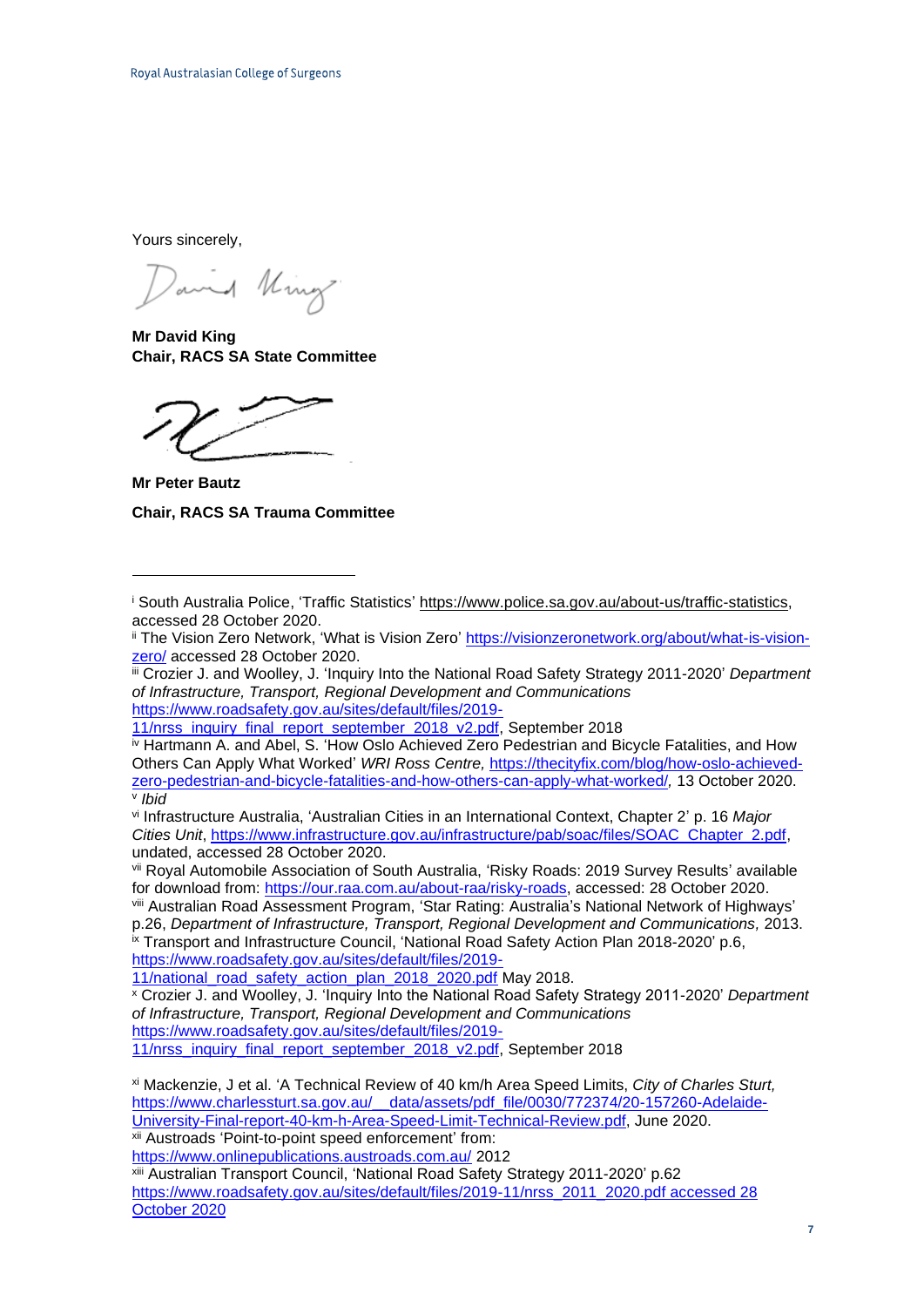Yours sincerely,

**Mr David King**
**Chair, RACS SA State Committee**

**Mr Peter Bautz**

**Chair, RACS SA Trauma Committee**

---

[i] South Australia Police, 'Traffic Statistics' https://www.police.sa.gov.au/about-us/traffic-statistics, accessed 28 October 2020.

[ii] The Vision Zero Network, 'What is Vision Zero' https://visionzeronetwork.org/about/what-is-vision-zero/ accessed 28 October 2020.

[iii] Crozier J. and Woolley, J. 'Inquiry Into the National Road Safety Strategy 2011-2020' *Department of Infrastructure, Transport, Regional Development and Communications* https://www.roadsafety.gov.au/sites/default/files/2019-11/nrss_inquiry_final_report_september_2018_v2.pdf, September 2018

[iv] Hartmann A. and Abel, S. 'How Oslo Achieved Zero Pedestrian and Bicycle Fatalities, and How Others Can Apply What Worked' *WRI Ross Centre,* https://thecityfix.com/blog/how-oslo-achieved-zero-pedestrian-and-bicycle-fatalities-and-how-others-can-apply-what-worked/, 13 October 2020.

[v] *Ibid*

[vi] Infrastructure Australia, 'Australian Cities in an International Context, Chapter 2' p. 16 *Major Cities Unit*, https://www.infrastructure.gov.au/infrastructure/pab/soac/files/SOAC_Chapter_2.pdf, undated, accessed 28 October 2020.

[vii] Royal Automobile Association of South Australia, 'Risky Roads: 2019 Survey Results' available for download from: https://our.raa.com.au/about-raa/risky-roads, accessed: 28 October 2020.

[viii] Australian Road Assessment Program, 'Star Rating: Australia's National Network of Highways' p.26, *Department of Infrastructure, Transport, Regional Development and Communications,* 2013.

[ix] Transport and Infrastructure Council, 'National Road Safety Action Plan 2018-2020' p.6, https://www.roadsafety.gov.au/sites/default/files/2019-11/national_road_safety_action_plan_2018_2020.pdf May 2018.

[x] Crozier J. and Woolley, J. 'Inquiry Into the National Road Safety Strategy 2011-2020' *Department of Infrastructure, Transport, Regional Development and Communications* https://www.roadsafety.gov.au/sites/default/files/2019-11/nrss_inquiry_final_report_september_2018_v2.pdf, September 2018

[xi] Mackenzie, J et al. 'A Technical Review of 40 km/h Area Speed Limits, *City of Charles Sturt,* https://www.charlessturt.sa.gov.au/__data/assets/pdf_file/0030/772374/20-157260-Adelaide-University-Final-report-40-km-h-Area-Speed-Limit-Technical-Review.pdf, June 2020.

[xii] Austroads 'Point-to-point speed enforcement' from: https://www.onlinepublications.austroads.com.au/ 2012

[xiii] Australian Transport Council, 'National Road Safety Strategy 2011-2020' p.62 https://www.roadsafety.gov.au/sites/default/files/2019-11/nrss_2011_2020.pdf accessed 28 October 2020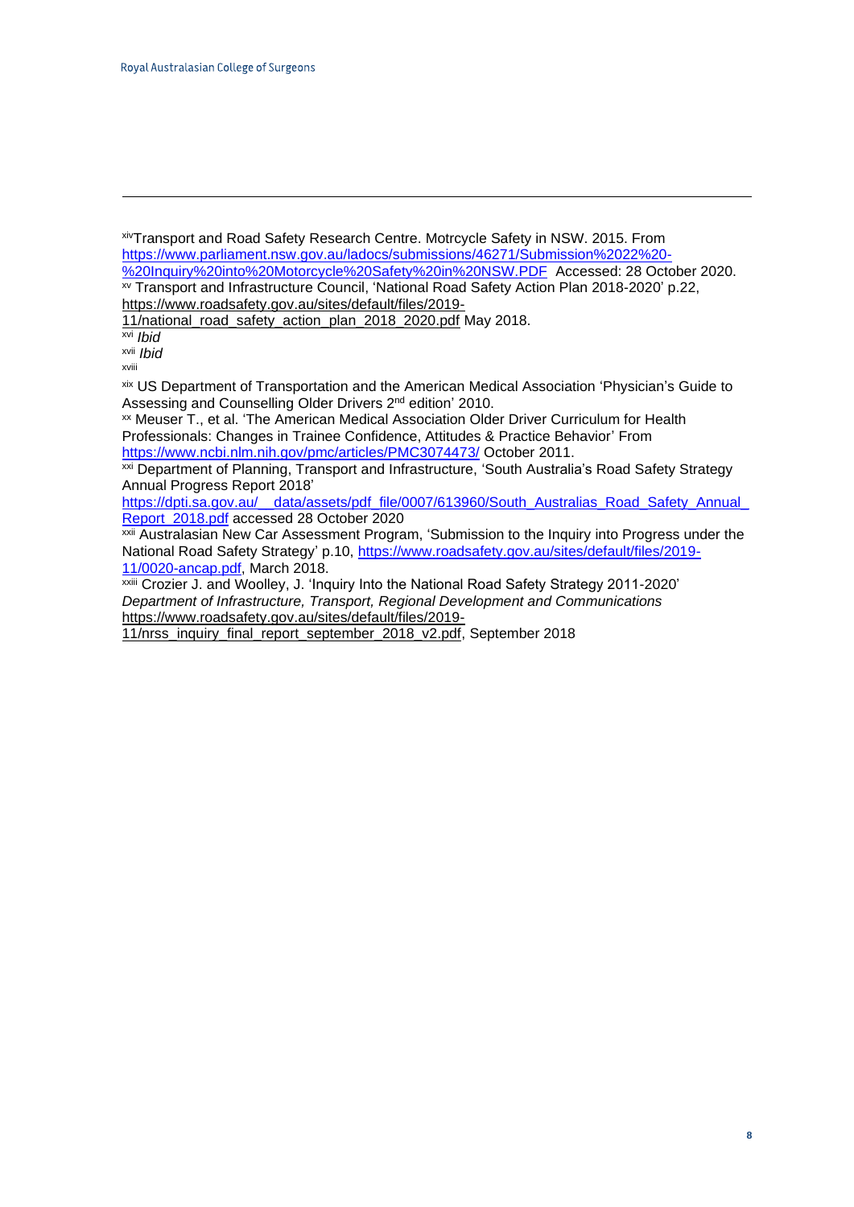---

[xiv]Transport and Road Safety Research Centre. Motrcycle Safety in NSW. 2015. From https://www.parliament.nsw.gov.au/ladocs/submissions/46271/Submission%2022%20-%20Inquiry%20into%20Motorcycle%20Safety%20in%20NSW.PDF Accessed: 28 October 2020.

[xv] Transport and Infrastructure Council, 'National Road Safety Action Plan 2018-2020' p.22, https://www.roadsafety.gov.au/sites/default/files/2019-11/national_road_safety_action_plan_2018_2020.pdf May 2018.

[xvi] *Ibid*

[xvii] *Ibid*

[xviii]

[xix] US Department of Transportation and the American Medical Association 'Physician's Guide to Assessing and Counselling Older Drivers 2nd edition' 2010.

[xx] Meuser T., et al. 'The American Medical Association Older Driver Curriculum for Health Professionals: Changes in Trainee Confidence, Attitudes & Practice Behavior' From https://www.ncbi.nlm.nih.gov/pmc/articles/PMC3074473/ October 2011.

[xxi] Department of Planning, Transport and Infrastructure, 'South Australia's Road Safety Strategy Annual Progress Report 2018' https://dpti.sa.gov.au/__data/assets/pdf_file/0007/613960/South_Australias_Road_Safety_Annual_Report_2018.pdf accessed 28 October 2020

[xxii] Australasian New Car Assessment Program, 'Submission to the Inquiry into Progress under the National Road Safety Strategy' p.10, https://www.roadsafety.gov.au/sites/default/files/2019-11/0020-ancap.pdf, March 2018.

[xxiii] Crozier J. and Woolley, J. 'Inquiry Into the National Road Safety Strategy 2011-2020' *Department of Infrastructure, Transport, Regional Development and Communications* https://www.roadsafety.gov.au/sites/default/files/2019-11/nrss_inquiry_final_report_september_2018_v2.pdf, September 2018